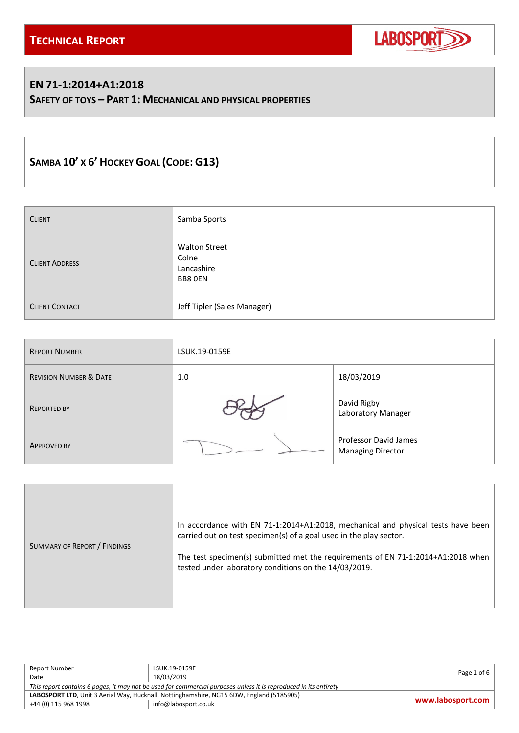# Technical Report

LABOSPORT

## EN 71-1:2014+A1:2018

### Safety of Toys – Part 1: Mechanical and Physical Properties

## Samba 10' x 6' Hockey Goal (Code: G13)

| | |
|---|---|
| Client | Samba Sports |
| Client Address | Walton Street<br>Colne<br>Lancashire<br>BB8 0EN |
| Client Contact | Jeff Tipler (Sales Manager) |

| | | |
|---|---|---|
| Report Number | LSUK.19-0159E | |
| Revision Number & Date | 1.0 | 18/03/2019 |
| Reported By | | David Rigby<br>Laboratory Manager |
| Approved By | | Professor David James<br>Managing Director |

| | |
|---|---|
| Summary of Report / Findings | In accordance with EN 71-1:2014+A1:2018, mechanical and physical tests have been carried out on test specimen(s) of a goal used in the play sector.<br><br>The test specimen(s) submitted met the requirements of EN 71-1:2014+A1:2018 when tested under laboratory conditions on the 14/03/2019. |

| | | |
|---|---|---|
| Report Number | LSUK.19-0159E | |
| Date | 18/03/2019 | |

*This report contains 6 pages, it may not be used for commercial purposes unless it is reproduced in its entirety*

**LABOSPORT LTD**, Unit 3 Aerial Way, Hucknall, Nottinghamshire, NG15 6DW, England (5185905)
+44 (0) 115 968 1998 | info@labosport.co.uk | www.labosport.com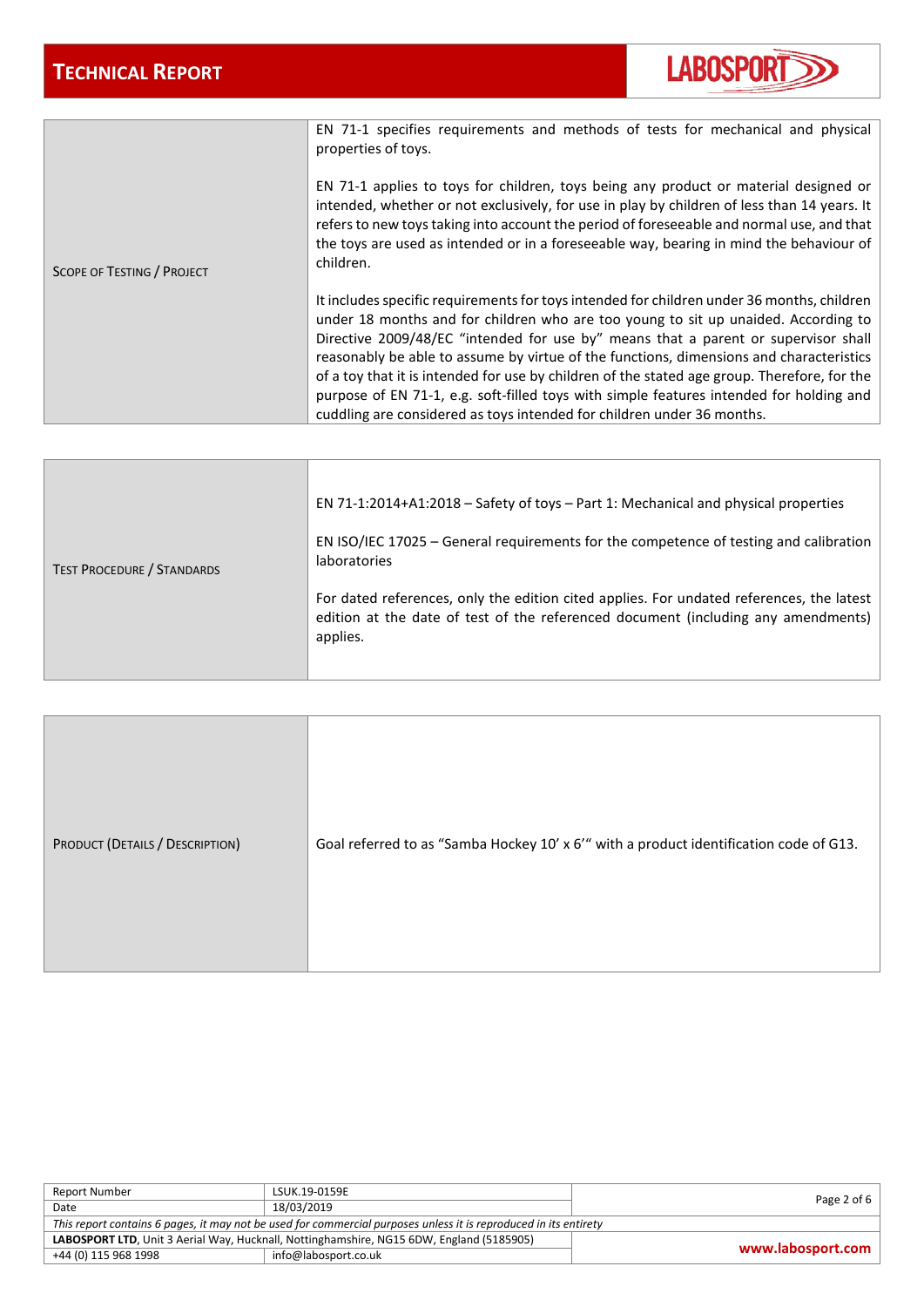| | |
|---|---|
| Scope of Testing / Project | EN 71-1 specifies requirements and methods of tests for mechanical and physical properties of toys.<br><br>EN 71-1 applies to toys for children, toys being any product or material designed or intended, whether or not exclusively, for use in play by children of less than 14 years. It refers to new toys taking into account the period of foreseeable and normal use, and that the toys are used as intended or in a foreseeable way, bearing in mind the behaviour of children.<br><br>It includes specific requirements for toys intended for children under 36 months, children under 18 months and for children who are too young to sit up unaided. According to Directive 2009/48/EC "intended for use by" means that a parent or supervisor shall reasonably be able to assume by virtue of the functions, dimensions and characteristics of a toy that it is intended for use by children of the stated age group. Therefore, for the purpose of EN 71-1, e.g. soft-filled toys with simple features intended for holding and cuddling are considered as toys intended for children under 36 months. |

| | |
|---|---|
| Test Procedure / Standards | EN 71-1:2014+A1:2018 – Safety of toys – Part 1: Mechanical and physical properties<br><br>EN ISO/IEC 17025 – General requirements for the competence of testing and calibration laboratories<br><br>For dated references, only the edition cited applies. For undated references, the latest edition at the date of test of the referenced document (including any amendments) applies. |

| | |
|---|---|
| Product (Details / Description) | Goal referred to as "Samba Hockey 10' x 6'" with a product identification code of G13. |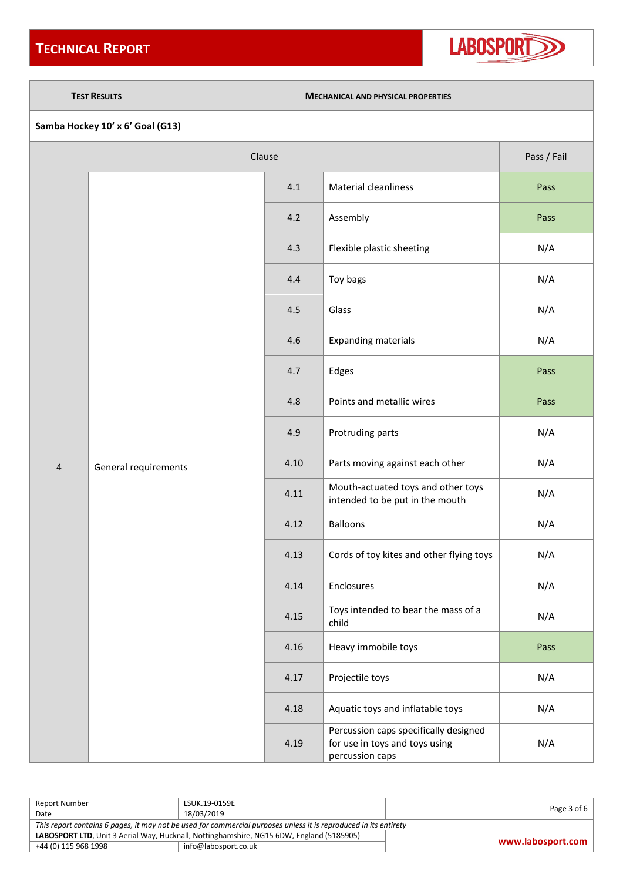| **TEST RESULTS** | **MECHANICAL AND PHYSICAL PROPERTIES** |
|---|---|

**Samba Hockey 10' x 6' Goal (G13)**

| Clause | | | | Pass / Fail |
|---|---|---|---|---|
| 4 | General requirements | 4.1 | Material cleanliness | Pass |
| | | 4.2 | Assembly | Pass |
| | | 4.3 | Flexible plastic sheeting | N/A |
| | | 4.4 | Toy bags | N/A |
| | | 4.5 | Glass | N/A |
| | | 4.6 | Expanding materials | N/A |
| | | 4.7 | Edges | Pass |
| | | 4.8 | Points and metallic wires | Pass |
| | | 4.9 | Protruding parts | N/A |
| | | 4.10 | Parts moving against each other | N/A |
| | | 4.11 | Mouth-actuated toys and other toys intended to be put in the mouth | N/A |
| | | 4.12 | Balloons | N/A |
| | | 4.13 | Cords of toy kites and other flying toys | N/A |
| | | 4.14 | Enclosures | N/A |
| | | 4.15 | Toys intended to bear the mass of a child | N/A |
| | | 4.16 | Heavy immobile toys | Pass |
| | | 4.17 | Projectile toys | N/A |
| | | 4.18 | Aquatic toys and inflatable toys | N/A |
| | | 4.19 | Percussion caps specifically designed for use in toys and toys using percussion caps | N/A |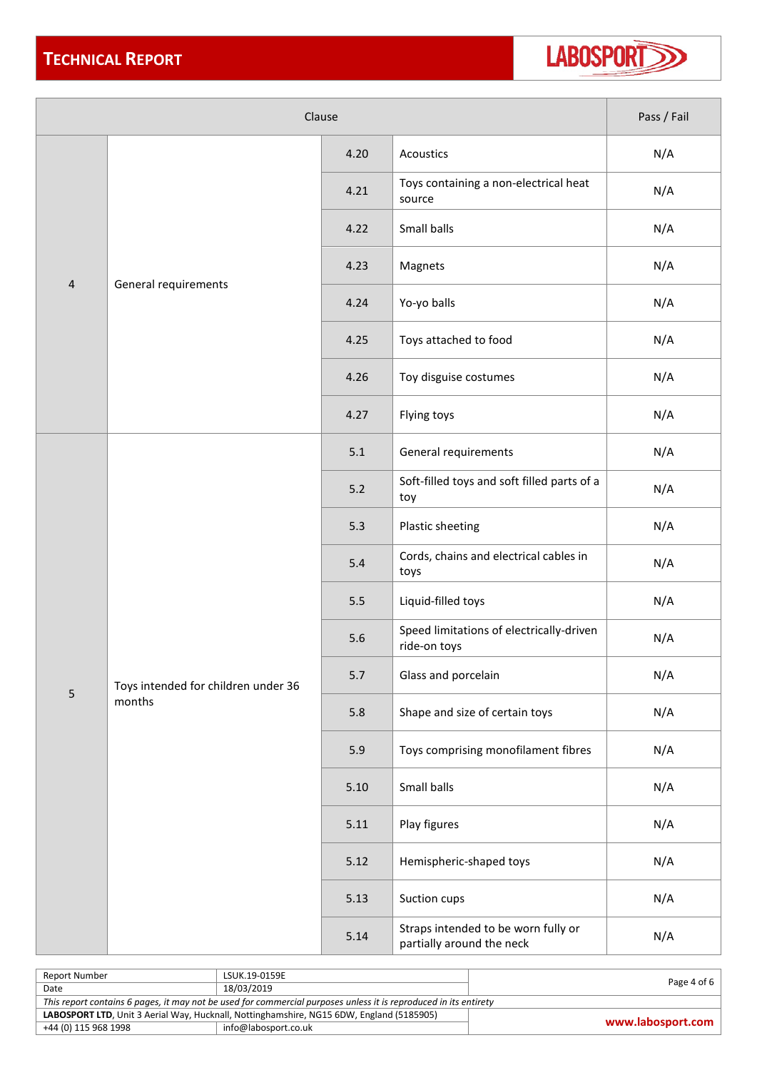| Clause | | | | Pass / Fail |
|---|---|---|---|---|
| 4 | General requirements | 4.20 | Acoustics | N/A |
| | | 4.21 | Toys containing a non-electrical heat source | N/A |
| | | 4.22 | Small balls | N/A |
| | | 4.23 | Magnets | N/A |
| | | 4.24 | Yo-yo balls | N/A |
| | | 4.25 | Toys attached to food | N/A |
| | | 4.26 | Toy disguise costumes | N/A |
| | | 4.27 | Flying toys | N/A |
| 5 | Toys intended for children under 36 months | 5.1 | General requirements | N/A |
| | | 5.2 | Soft-filled toys and soft filled parts of a toy | N/A |
| | | 5.3 | Plastic sheeting | N/A |
| | | 5.4 | Cords, chains and electrical cables in toys | N/A |
| | | 5.5 | Liquid-filled toys | N/A |
| | | 5.6 | Speed limitations of electrically-driven ride-on toys | N/A |
| | | 5.7 | Glass and porcelain | N/A |
| | | 5.8 | Shape and size of certain toys | N/A |
| | | 5.9 | Toys comprising monofilament fibres | N/A |
| | | 5.10 | Small balls | N/A |
| | | 5.11 | Play figures | N/A |
| | | 5.12 | Hemispheric-shaped toys | N/A |
| | | 5.13 | Suction cups | N/A |
| | | 5.14 | Straps intended to be worn fully or partially around the neck | N/A |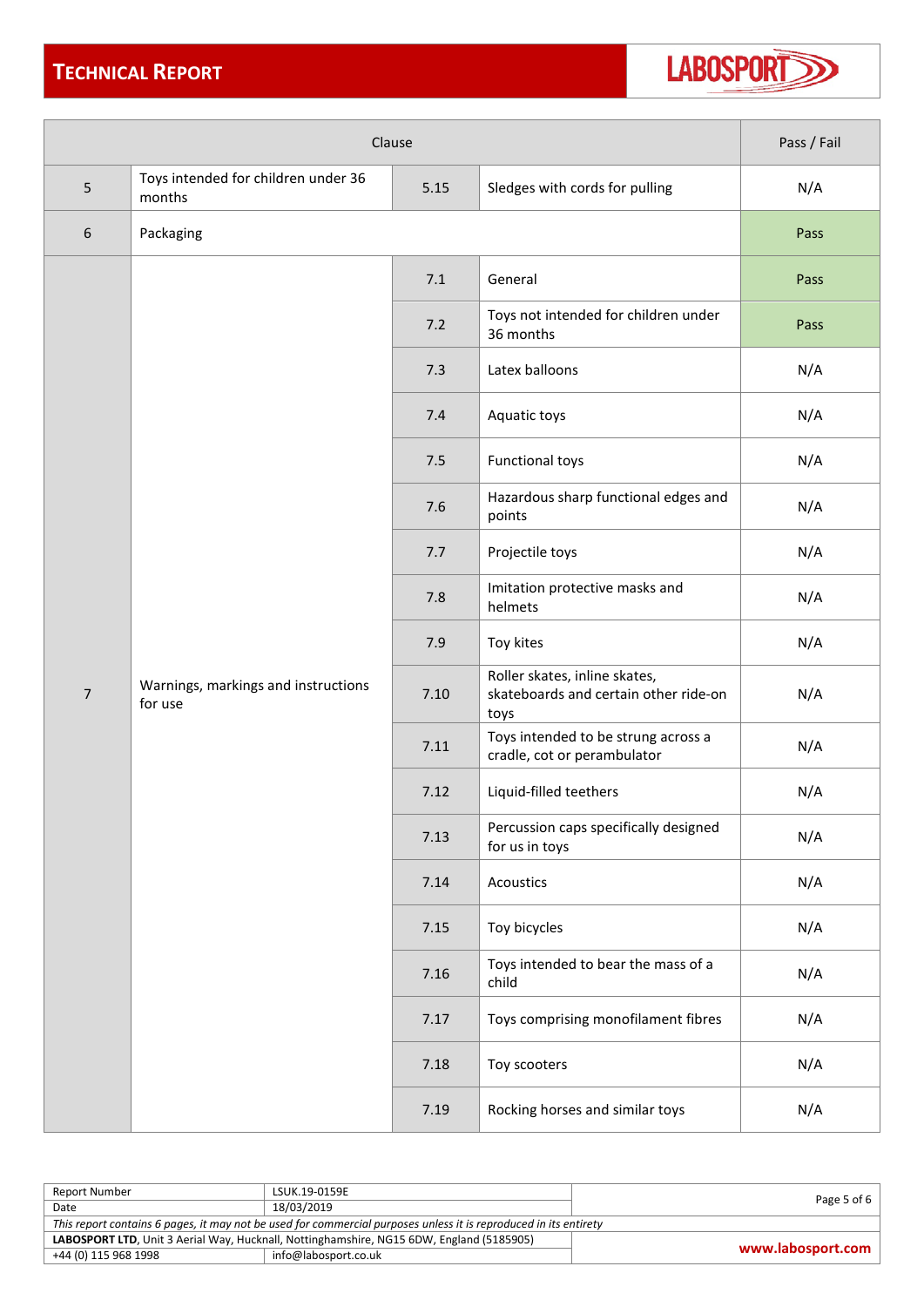| Clause | | | | Pass / Fail |
|---|---|---|---|---|
| 5 | Toys intended for children under 36 months | 5.15 | Sledges with cords for pulling | N/A |
| 6 | Packaging | | | Pass |
| 7 | Warnings, markings and instructions for use | 7.1 | General | Pass |
| | | 7.2 | Toys not intended for children under 36 months | Pass |
| | | 7.3 | Latex balloons | N/A |
| | | 7.4 | Aquatic toys | N/A |
| | | 7.5 | Functional toys | N/A |
| | | 7.6 | Hazardous sharp functional edges and points | N/A |
| | | 7.7 | Projectile toys | N/A |
| | | 7.8 | Imitation protective masks and helmets | N/A |
| | | 7.9 | Toy kites | N/A |
| | | 7.10 | Roller skates, inline skates, skateboards and certain other ride-on toys | N/A |
| | | 7.11 | Toys intended to be strung across a cradle, cot or perambulator | N/A |
| | | 7.12 | Liquid-filled teethers | N/A |
| | | 7.13 | Percussion caps specifically designed for us in toys | N/A |
| | | 7.14 | Acoustics | N/A |
| | | 7.15 | Toy bicycles | N/A |
| | | 7.16 | Toys intended to bear the mass of a child | N/A |
| | | 7.17 | Toys comprising monofilament fibres | N/A |
| | | 7.18 | Toy scooters | N/A |
| | | 7.19 | Rocking horses and similar toys | N/A |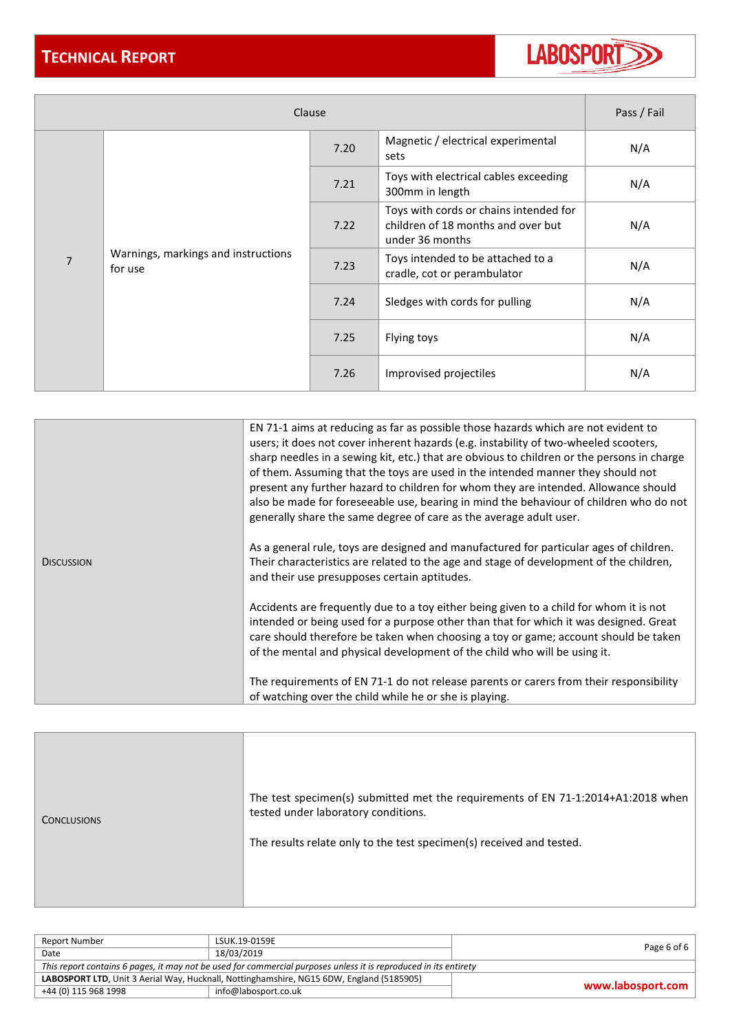| Clause | | | | Pass / Fail |
|---|---|---|---|---|
| 7 | Warnings, markings and instructions for use | 7.20 | Magnetic / electrical experimental sets | N/A |
| | | 7.21 | Toys with electrical cables exceeding 300mm in length | N/A |
| | | 7.22 | Toys with cords or chains intended for children of 18 months and over but under 36 months | N/A |
| | | 7.23 | Toys intended to be attached to a cradle, cot or perambulator | N/A |
| | | 7.24 | Sledges with cords for pulling | N/A |
| | | 7.25 | Flying toys | N/A |
| | | 7.26 | Improvised projectiles | N/A |

| | |
|---|---|
| DISCUSSION | EN 71-1 aims at reducing as far as possible those hazards which are not evident to users; it does not cover inherent hazards (e.g. instability of two-wheeled scooters, sharp needles in a sewing kit, etc.) that are obvious to children or the persons in charge of them. Assuming that the toys are used in the intended manner they should not present any further hazard to children for whom they are intended. Allowance should also be made for foreseeable use, bearing in mind the behaviour of children who do not generally share the same degree of care as the average adult user.<br><br>As a general rule, toys are designed and manufactured for particular ages of children. Their characteristics are related to the age and stage of development of the children, and their use presupposes certain aptitudes.<br><br>Accidents are frequently due to a toy either being given to a child for whom it is not intended or being used for a purpose other than that for which it was designed. Great care should therefore be taken when choosing a toy or game; account should be taken of the mental and physical development of the child who will be using it.<br><br>The requirements of EN 71-1 do not release parents or carers from their responsibility of watching over the child while he or she is playing. |

| | |
|---|---|
| CONCLUSIONS | The test specimen(s) submitted met the requirements of EN 71-1:2014+A1:2018 when tested under laboratory conditions.<br><br>The results relate only to the test specimen(s) received and tested. |

| | |
|---|---|
| Report Number | LSUK.19-0159E |
| Date | 18/03/2019 |

*This report contains 6 pages, it may not be used for commercial purposes unless it is reproduced in its entirety*

**LABOSPORT LTD**, Unit 3 Aerial Way, Hucknall, Nottinghamshire, NG15 6DW, England (5185905)

+44 (0) 115 968 1998 | info@labosport.co.uk | **www.labosport.com**